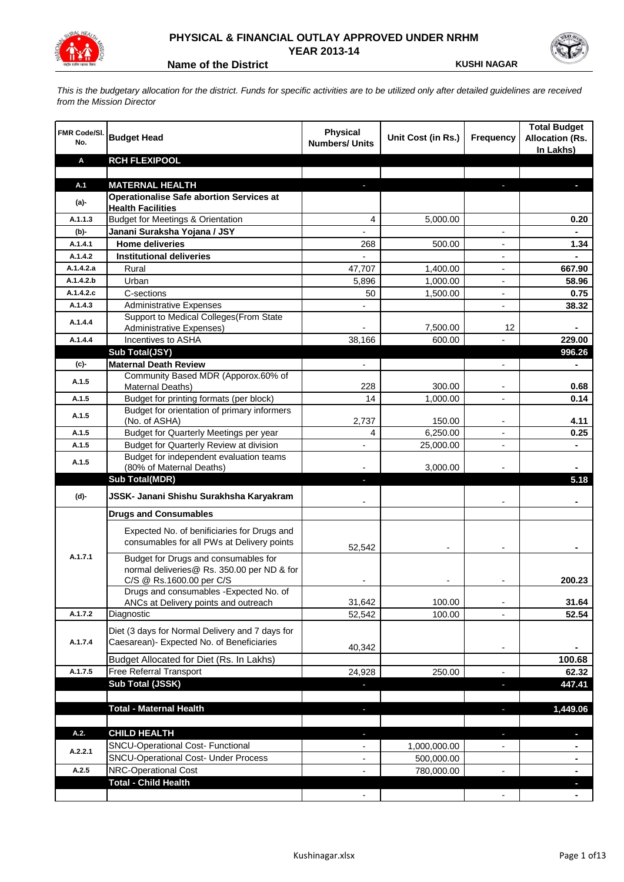# PHYSICAL & FINANCIAL OUTLAY APPROVED UNDER NRHM

## YEAR 2013-14

**Name of the District** KUSHI NAGAR

*This is the budgetary allocation for the district. Funds for specific activities are to be utilized only after detailed guidelines are received from the Mission Director*

| FMR Code/Sl. No. | Budget Head | Physical Numbers/ Units | Unit Cost (in Rs.) | Frequency | Total Budget Allocation (Rs. In Lakhs) |
|---|---|---|---|---|---|
| **A** | **RCH FLEXIPOOL** | | | | |
| | | | | | |
| **A.1** | **MATERNAL HEALTH** | - | | - | - |
| **(a)-** | **Operationalise Safe abortion Services at Health Facilities** | | | | |
| A.1.1.3 | Budget for Meetings & Orientation | 4 | 5,000.00 | | 0.20 |
| **(b)-** | **Janani Suraksha Yojana / JSY** | - | | - | - |
| A.1.4.1 | **Home deliveries** | 268 | 500.00 | - | 1.34 |
| A.1.4.2 | **Institutional deliveries** | - | | - | - |
| A.1.4.2.a | Rural | 47,707 | 1,400.00 | - | 667.90 |
| A.1.4.2.b | Urban | 5,896 | 1,000.00 | - | 58.96 |
| A.1.4.2.c | C-sections | 50 | 1,500.00 | - | 0.75 |
| A.1.4.3 | Administrative Expenses | - | | - | 38.32 |
| A.1.4.4 | Support to Medical Colleges(From State Administrative Expenses) | - | 7,500.00 | 12 | - |
| A.1.4.4 | Incentives to ASHA | 38,166 | 600.00 | - | 229.00 |
| | **Sub Total(JSY)** | | | | **996.26** |
| **(c)-** | **Maternal Death Review** | - | | - | - |
| A.1.5 | Community Based MDR (Apporox.60% of Maternal Deaths) | 228 | 300.00 | - | 0.68 |
| A.1.5 | Budget for printing formats (per block) | 14 | 1,000.00 | - | 0.14 |
| A.1.5 | Budget for orientation of primary informers (No. of ASHA) | 2,737 | 150.00 | - | 4.11 |
| A.1.5 | Budget for Quarterly Meetings per year | 4 | 6,250.00 | - | 0.25 |
| A.1.5 | Budget for Quarterly Review at division | - | 25,000.00 | - | - |
| A.1.5 | Budget for independent evaluation teams (80% of Maternal Deaths) | - | 3,000.00 | - | - |
| | **Sub Total(MDR)** | - | | | **5.18** |
| **(d)-** | **JSSK- Janani Shishu Surakhsha Karyakram** | - | | - | - |
| | **Drugs and Consumables** | | | | |
| A.1.7.1 | Expected No. of benificiaries for Drugs and consumables for all PWs at Delivery points | 52,542 | - | - | - |
| | Budget for Drugs and consumables for normal deliveries@ Rs. 350.00 per ND & for C/S @ Rs.1600.00 per C/S | - | - | - | 200.23 |
| | Drugs and consumables -Expected No. of ANCs at Delivery points and outreach | 31,642 | 100.00 | - | 31.64 |
| A.1.7.2 | Diagnostic | 52,542 | 100.00 | - | 52.54 |
| A.1.7.4 | Diet (3 days for Normal Delivery and 7 days for Caesarean)- Expected No. of Beneficiaries | 40,342 | | - | - |
| | Budget Allocated for Diet (Rs. In Lakhs) | | | | 100.68 |
| A.1.7.5 | Free Referral Transport | 24,928 | 250.00 | - | 62.32 |
| | **Sub Total (JSSK)** | - | | - | **447.41** |
| | | | | | |
| | **Total - Maternal Health** | - | | - | **1,449.06** |
| | | | | | |
| **A.2.** | **CHILD HEALTH** | - | | - | - |
| A.2.2.1 | SNCU-Operational Cost- Functional | - | 1,000,000.00 | - | - |
| | SNCU-Operational Cost- Under Process | - | 500,000.00 | | - |
| A.2.5 | NRC-Operational Cost | - | 780,000.00 | - | - |
| | **Total - Child Health** | | | | - |
| | | - | | - | - |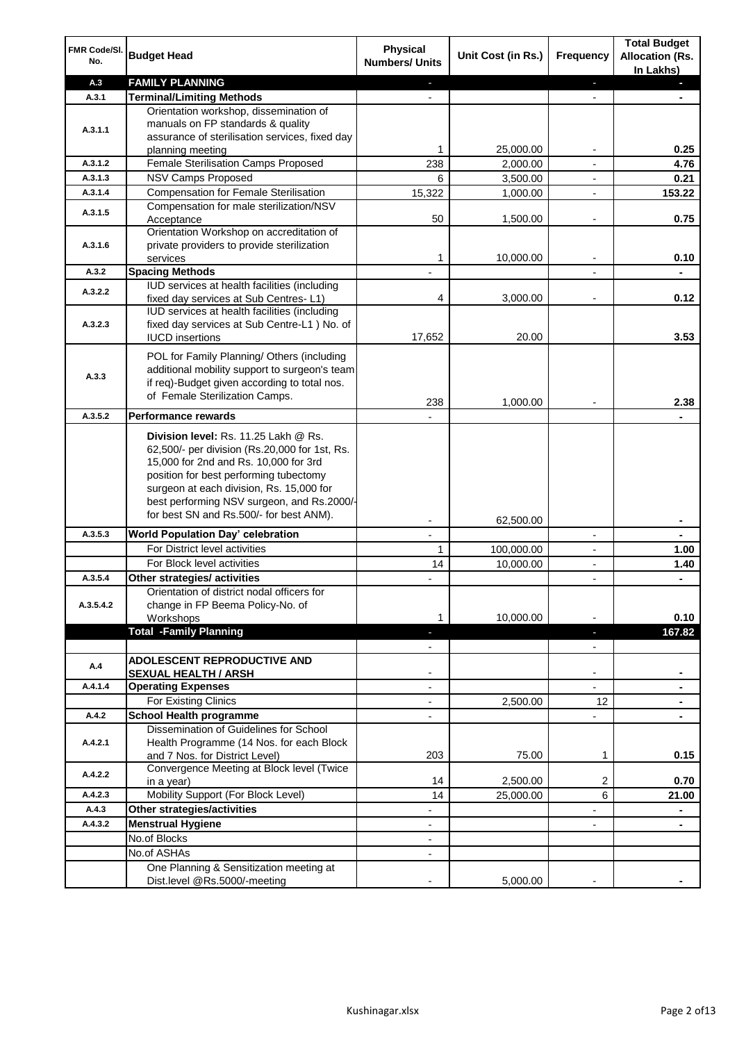| FMR Code/Sl. No. | Budget Head | Physical Numbers/ Units | Unit Cost (in Rs.) | Frequency | Total Budget Allocation (Rs. In Lakhs) |
|---|---|---|---|---|---|
| A.3 | **FAMILY PLANNING** | - | | - | - |
| A.3.1 | **Terminal/Limiting Methods** | - | | - | - |
| A.3.1.1 | Orientation workshop, dissemination of manuals on FP standards & quality assurance of sterilisation services, fixed day planning meeting | 1 | 25,000.00 | - | 0.25 |
| A.3.1.2 | Female Sterilisation Camps Proposed | 238 | 2,000.00 | - | 4.76 |
| A.3.1.3 | NSV Camps Proposed | 6 | 3,500.00 | - | 0.21 |
| A.3.1.4 | Compensation for Female Sterilisation | 15,322 | 1,000.00 | - | 153.22 |
| A.3.1.5 | Compensation for male sterilization/NSV Acceptance | 50 | 1,500.00 | - | 0.75 |
| A.3.1.6 | Orientation Workshop on accreditation of private providers to provide sterilization services | 1 | 10,000.00 | - | 0.10 |
| A.3.2 | **Spacing Methods** | - | | - | - |
| A.3.2.2 | IUD services at health facilities (including fixed day services at Sub Centres- L1) | 4 | 3,000.00 | - | 0.12 |
| A.3.2.3 | IUD services at health facilities (including fixed day services at Sub Centre-L1 ) No. of IUCD insertions | 17,652 | 20.00 | | 3.53 |
| A.3.3 | POL for Family Planning/ Others (including additional mobility support to surgeon's team if req)-Budget given according to total nos. of Female Sterilization Camps. | 238 | 1,000.00 | - | 2.38 |
| A.3.5.2 | **Performance rewards** | - | | | - |
| | **Division level:** Rs. 11.25 Lakh @ Rs. 62,500/- per division (Rs.20,000 for 1st, Rs. 15,000 for 2nd and Rs. 10,000 for 3rd position for best performing tubectomy surgeon at each division, Rs. 15,000 for best performing NSV surgeon, and Rs.2000/- for best SN and Rs.500/- for best ANM). | - | 62,500.00 | | - |
| A.3.5.3 | **World Population Day' celebration** | - | | - | - |
| | For District level activities | 1 | 100,000.00 | - | 1.00 |
| | For Block level activities | 14 | 10,000.00 | - | 1.40 |
| A.3.5.4 | **Other strategies/ activities** | - | | - | - |
| A.3.5.4.2 | Orientation of district nodal officers for change in FP Beema Policy-No. of Workshops | 1 | 10,000.00 | - | 0.10 |
| | **Total -Family Planning** | - | | - | 167.82 |
| | | - | | - | |
| A.4 | **ADOLESCENT REPRODUCTIVE AND SEXUAL HEALTH / ARSH** | - | | - | - |
| A.4.1.4 | **Operating Expenses** | - | | - | - |
| | For Existing Clinics | - | 2,500.00 | 12 | - |
| A.4.2 | **School Health programme** | - | | - | - |
| A.4.2.1 | Dissemination of Guidelines for School Health Programme (14 Nos. for each Block and 7 Nos. for District Level) | 203 | 75.00 | 1 | 0.15 |
| A.4.2.2 | Convergence Meeting at Block level (Twice in a year) | 14 | 2,500.00 | 2 | 0.70 |
| A.4.2.3 | Mobility Support (For Block Level) | 14 | 25,000.00 | 6 | 21.00 |
| A.4.3 | **Other strategies/activities** | - | | - | - |
| A.4.3.2 | **Menstrual Hygiene** | - | | - | - |
| | No.of Blocks | - | | | |
| | No.of ASHAs | - | | | |
| | One Planning & Sensitization meeting at Dist.level @Rs.5000/-meeting | - | 5,000.00 | - | - |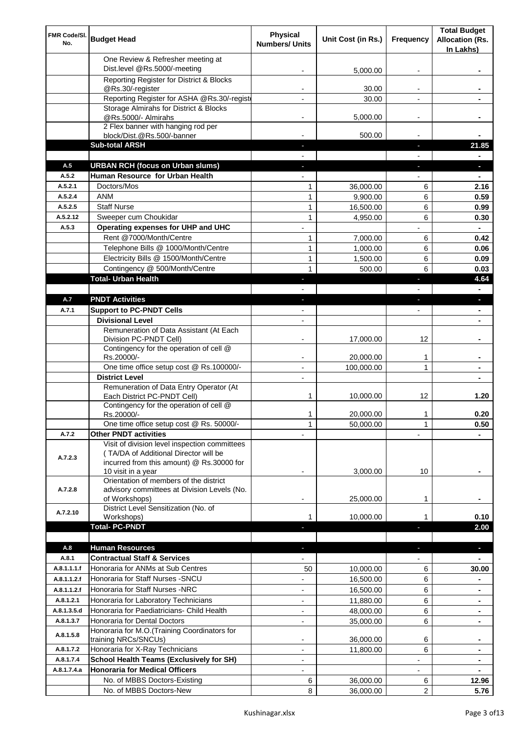| FMR Code/Sl. No. | Budget Head | Physical Numbers/ Units | Unit Cost (in Rs.) | Frequency | Total Budget Allocation (Rs. In Lakhs) |
|---|---|---|---|---|---|
| | One Review & Refresher meeting at Dist.level @Rs.5000/-meeting | - | 5,000.00 | - | - |
| | Reporting Register for District & Blocks @Rs.30/-register | - | 30.00 | - | - |
| | Reporting Register for ASHA @Rs.30/-registe | - | 30.00 | - | - |
| | Storage Almirahs for District & Blocks @Rs.5000/- Almirahs | - | 5,000.00 | - | - |
| | 2 Flex banner with hanging rod per block/Dist.@Rs.500/-banner | - | 500.00 | - | - |
| | **Sub-total ARSH** | - | | - | **21.85** |
| | | - | | - | - |
| A.5 | **URBAN RCH (focus on Urban slums)** | - | | - | - |
| A.5.2 | **Human Resource for Urban Health** | - | | - | - |
| A.5.2.1 | Doctors/Mos | 1 | 36,000.00 | 6 | **2.16** |
| A.5.2.4 | ANM | 1 | 9,900.00 | 6 | **0.59** |
| A.5.2.5 | Staff Nurse | 1 | 16,500.00 | 6 | **0.99** |
| A.5.2.12 | Sweeper cum Choukidar | 1 | 4,950.00 | 6 | **0.30** |
| A.5.3 | **Operating expenses for UHP and UHC** | - | | - | - |
| | Rent @7000/Month/Centre | 1 | 7,000.00 | 6 | **0.42** |
| | Telephone Bills @ 1000/Month/Centre | 1 | 1,000.00 | 6 | **0.06** |
| | Electricity Bills @ 1500/Month/Centre | 1 | 1,500.00 | 6 | **0.09** |
| | Contingency @ 500/Month/Centre | 1 | 500.00 | 6 | **0.03** |
| | **Total- Urban Health** | - | | - | **4.64** |
| | | - | | - | - |
| A.7 | **PNDT Activities** | - | | - | - |
| A.7.1 | **Support to PC-PNDT Cells** | - | | - | - |
| | **Divisional Level** | - | | | - |
| | Remuneration of Data Assistant (At Each Division PC-PNDT Cell) | - | 17,000.00 | 12 | - |
| | Contingency for the operation of cell @ Rs.20000/- | - | 20,000.00 | 1 | - |
| | One time office setup cost @ Rs.100000/- | - | 100,000.00 | 1 | - |
| | **District Level** | - | | | - |
| | Remuneration of Data Entry Operator (At Each District PC-PNDT Cell) | 1 | 10,000.00 | 12 | **1.20** |
| | Contingency for the operation of cell @ Rs.20000/- | 1 | 20,000.00 | 1 | **0.20** |
| | One time office setup cost @ Rs. 50000/- | 1 | 50,000.00 | 1 | **0.50** |
| A.7.2 | **Other PNDT activities** | - | | - | - |
| A.7.2.3 | Visit of division level inspection committees ( TA/DA of Additional Director will be incurred from this amount) @ Rs.30000 for 10 visit in a year | - | 3,000.00 | 10 | - |
| A.7.2.8 | Orientation of members of the district advisory committees at Division Levels (No. of Workshops) | - | 25,000.00 | 1 | - |
| A.7.2.10 | District Level Sensitization (No. of Workshops) | 1 | 10,000.00 | 1 | **0.10** |
| | **Total- PC-PNDT** | - | | - | **2.00** |
| | | | | | |
| A.8 | **Human Resources** | - | | - | - |
| A.8.1 | **Contractual Staff & Services** | - | | - | - |
| A.8.1.1.1.f | Honoraria for ANMs at Sub Centres | 50 | 10,000.00 | 6 | **30.00** |
| A.8.1.1.2.f | Honoraria for Staff Nurses -SNCU | - | 16,500.00 | 6 | - |
| A.8.1.1.2.f | Honoraria for Staff Nurses -NRC | - | 16,500.00 | 6 | - |
| A.8.1.2.1 | Honoraria for Laboratory Technicians | - | 11,880.00 | 6 | - |
| A.8.1.3.5.d | Honoraria for Paediatricians- Child Health | - | 48,000.00 | 6 | - |
| A.8.1.3.7 | Honoraria for Dental Doctors | - | 35,000.00 | 6 | - |
| A.8.1.5.8 | Honoraria for M.O.(Training Coordinators for training NRCs/SNCUs) | - | 36,000.00 | 6 | - |
| A.8.1.7.2 | Honoraria for X-Ray Technicians | - | 11,800.00 | 6 | - |
| A.8.1.7.4 | **School Health Teams (Exclusively for SH)** | - | | - | - |
| A.8.1.7.4.a | **Honoraria for Medical Officers** | - | | - | - |
| | No. of MBBS Doctors-Existing | 6 | 36,000.00 | 6 | **12.96** |
| | No. of MBBS Doctors-New | 8 | 36,000.00 | 2 | **5.76** |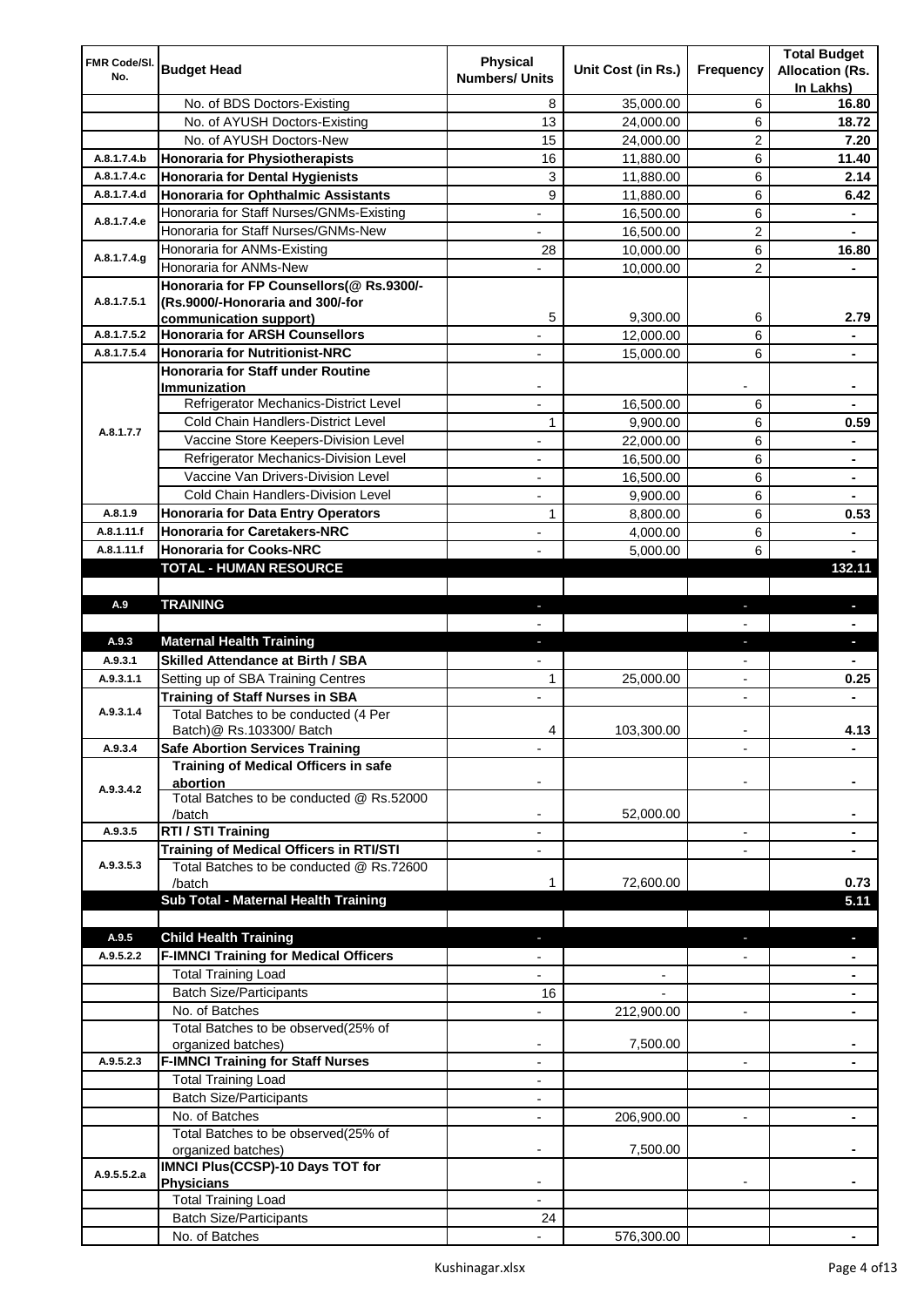| FMR Code/Sl. No. | Budget Head | Physical Numbers/ Units | Unit Cost (in Rs.) | Frequency | Total Budget Allocation (Rs. In Lakhs) |
|---|---|---|---|---|---|
| | No. of BDS Doctors-Existing | 8 | 35,000.00 | 6 | **16.80** |
| | No. of AYUSH Doctors-Existing | 13 | 24,000.00 | 6 | **18.72** |
| | No. of AYUSH Doctors-New | 15 | 24,000.00 | 2 | **7.20** |
| A.8.1.7.4.b | **Honoraria for Physiotherapists** | 16 | 11,880.00 | 6 | **11.40** |
| A.8.1.7.4.c | **Honoraria for Dental Hygienists** | 3 | 11,880.00 | 6 | **2.14** |
| A.8.1.7.4.d | **Honoraria for Ophthalmic Assistants** | 9 | 11,880.00 | 6 | **6.42** |
| A.8.1.7.4.e | Honoraria for Staff Nurses/GNMs-Existing | - | 16,500.00 | 6 | **-** |
| | Honoraria for Staff Nurses/GNMs-New | - | 16,500.00 | 2 | **-** |
| A.8.1.7.4.g | Honoraria for ANMs-Existing | 28 | 10,000.00 | 6 | **16.80** |
| | Honoraria for ANMs-New | - | 10,000.00 | 2 | **-** |
| A.8.1.7.5.1 | **Honoraria for FP Counsellors(@ Rs.9300/- (Rs.9000/-Honoraria and 300/-for communication support)** | 5 | 9,300.00 | 6 | **2.79** |
| A.8.1.7.5.2 | **Honoraria for ARSH Counsellors** | - | 12,000.00 | 6 | **-** |
| A.8.1.7.5.4 | **Honoraria for Nutritionist-NRC** | - | 15,000.00 | 6 | **-** |
| A.8.1.7.7 | **Honoraria for Staff under Routine Immunization** | - | | - | **-** |
| | Refrigerator Mechanics-District Level | - | 16,500.00 | 6 | **-** |
| | Cold Chain Handlers-District Level | 1 | 9,900.00 | 6 | **0.59** |
| | Vaccine Store Keepers-Division Level | - | 22,000.00 | 6 | **-** |
| | Refrigerator Mechanics-Division Level | - | 16,500.00 | 6 | **-** |
| | Vaccine Van Drivers-Division Level | - | 16,500.00 | 6 | **-** |
| | Cold Chain Handlers-Division Level | - | 9,900.00 | 6 | **-** |
| A.8.1.9 | **Honoraria for Data Entry Operators** | 1 | 8,800.00 | 6 | **0.53** |
| A.8.1.11.f | **Honoraria for Caretakers-NRC** | - | 4,000.00 | 6 | **-** |
| A.8.1.11.f | **Honoraria for Cooks-NRC** | - | 5,000.00 | 6 | **-** |
| | **TOTAL - HUMAN RESOURCE** | | | | **132.11** |
| | | | | | |
| A.9 | **TRAINING** | - | | - | **-** |
| | | - | | - | **-** |
| A.9.3 | **Maternal Health Training** | - | | - | **-** |
| A.9.3.1 | **Skilled Attendance at Birth / SBA** | - | | - | **-** |
| A.9.3.1.1 | Setting up of SBA Training Centres | 1 | 25,000.00 | - | **0.25** |
| A.9.3.1.4 | **Training of Staff Nurses in SBA** | - | | - | **-** |
| | Total Batches to be conducted (4 Per Batch)@ Rs.103300/ Batch | 4 | 103,300.00 | - | **4.13** |
| A.9.3.4 | **Safe Abortion Services Training** | - | | - | **-** |
| A.9.3.4.2 | **Training of Medical Officers in safe abortion** | - | | - | **-** |
| | Total Batches to be conducted @ Rs.52000 /batch | - | 52,000.00 | | **-** |
| A.9.3.5 | **RTI / STI Training** | - | | - | **-** |
| A.9.3.5.3 | **Training of Medical Officers in RTI/STI** | - | | - | **-** |
| | Total Batches to be conducted @ Rs.72600 /batch | 1 | 72,600.00 | | **0.73** |
| | **Sub Total - Maternal Health Training** | | | | **5.11** |
| | | | | | |
| A.9.5 | **Child Health Training** | - | | - | **-** |
| A.9.5.2.2 | **F-IMNCI Training for Medical Officers** | - | | - | **-** |
| | Total Training Load | - | - | | **-** |
| | Batch Size/Participants | 16 | - | | **-** |
| | No. of Batches | - | 212,900.00 | - | **-** |
| | Total Batches to be observed(25% of organized batches) | - | 7,500.00 | | **-** |
| A.9.5.2.3 | **F-IMNCI Training for Staff Nurses** | - | | - | **-** |
| | Total Training Load | - | | | |
| | Batch Size/Participants | - | | | |
| | No. of Batches | - | 206,900.00 | - | **-** |
| | Total Batches to be observed(25% of organized batches) | - | 7,500.00 | | **-** |
| A.9.5.5.2.a | **IMNCI Plus(CCSP)-10 Days TOT for Physicians** | - | | - | **-** |
| | Total Training Load | - | | | |
| | Batch Size/Participants | 24 | | | |
| | No. of Batches | - | 576,300.00 | | **-** |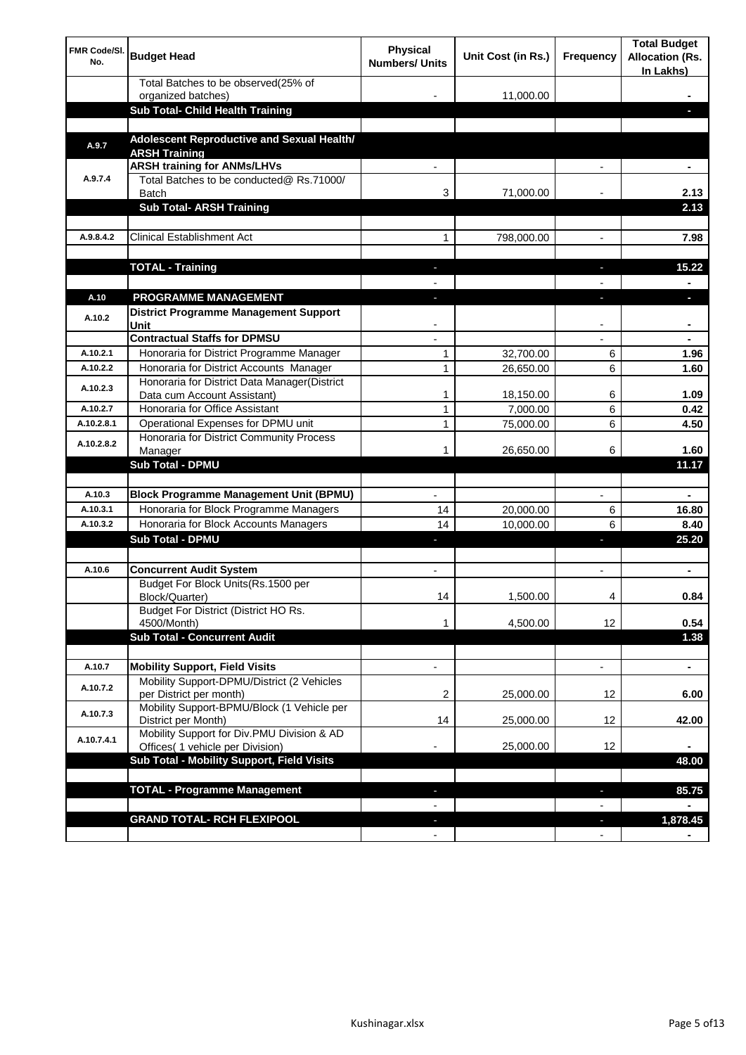| FMR Code/Sl. No. | Budget Head | Physical Numbers/ Units | Unit Cost (in Rs.) | Frequency | Total Budget Allocation (Rs. In Lakhs) |
|---|---|---|---|---|---|
| | Total Batches to be observed(25% of organized batches) | - | 11,000.00 | | - |
| | **Sub Total- Child Health Training** | | | | - |
| | | | | | |
| A.9.7 | **Adolescent Reproductive and Sexual Health/ ARSH Training** | | | | |
| A.9.7.4 | **ARSH training for ANMs/LHVs** | - | | - | - |
| | Total Batches to be conducted@ Rs.71000/ Batch | 3 | 71,000.00 | - | 2.13 |
| | **Sub Total- ARSH Training** | | | | 2.13 |
| | | | | | |
| A.9.8.4.2 | Clinical Establishment Act | 1 | 798,000.00 | - | 7.98 |
| | | | | | |
| | **TOTAL - Training** | - | | - | 15.22 |
| | | - | | - | - |
| A.10 | **PROGRAMME MANAGEMENT** | - | | - | - |
| A.10.2 | **District Programme Management Support Unit** | - | | - | - |
| | **Contractual Staffs for DPMSU** | - | | - | - |
| A.10.2.1 | Honoraria for District Programme Manager | 1 | 32,700.00 | 6 | 1.96 |
| A.10.2.2 | Honoraria for District Accounts Manager | 1 | 26,650.00 | 6 | 1.60 |
| A.10.2.3 | Honoraria for District Data Manager(District Data cum Account Assistant) | 1 | 18,150.00 | 6 | 1.09 |
| A.10.2.7 | Honoraria for Office Assistant | 1 | 7,000.00 | 6 | 0.42 |
| A.10.2.8.1 | Operational Expenses for DPMU unit | 1 | 75,000.00 | 6 | 4.50 |
| A.10.2.8.2 | Honoraria for District Community Process Manager | 1 | 26,650.00 | 6 | 1.60 |
| | **Sub Total - DPMU** | | | | 11.17 |
| | | | | | |
| A.10.3 | **Block Programme Management Unit (BPMU)** | - | | - | - |
| A.10.3.1 | Honoraria for Block Programme Managers | 14 | 20,000.00 | 6 | 16.80 |
| A.10.3.2 | Honoraria for Block Accounts Managers | 14 | 10,000.00 | 6 | 8.40 |
| | **Sub Total - DPMU** | - | | - | 25.20 |
| | | | | | |
| A.10.6 | **Concurrent Audit System** | - | | - | - |
| | Budget For Block Units(Rs.1500 per Block/Quarter) | 14 | 1,500.00 | 4 | 0.84 |
| | Budget For District (District HO Rs. 4500/Month) | 1 | 4,500.00 | 12 | 0.54 |
| | **Sub Total - Concurrent Audit** | | | | 1.38 |
| | | | | | |
| A.10.7 | **Mobility Support, Field Visits** | - | | - | - |
| A.10.7.2 | Mobility Support-DPMU/District (2 Vehicles per District per month) | 2 | 25,000.00 | 12 | 6.00 |
| A.10.7.3 | Mobility Support-BPMU/Block (1 Vehicle per District per Month) | 14 | 25,000.00 | 12 | 42.00 |
| A.10.7.4.1 | Mobility Support for Div.PMU Division & AD Offices( 1 vehicle per Division) | - | 25,000.00 | 12 | - |
| | **Sub Total - Mobility Support, Field Visits** | | | | 48.00 |
| | | | | | |
| | **TOTAL - Programme Management** | - | | - | 85.75 |
| | | - | | - | - |
| | **GRAND TOTAL- RCH FLEXIPOOL** | - | | - | 1,878.45 |
| | | - | | - | - |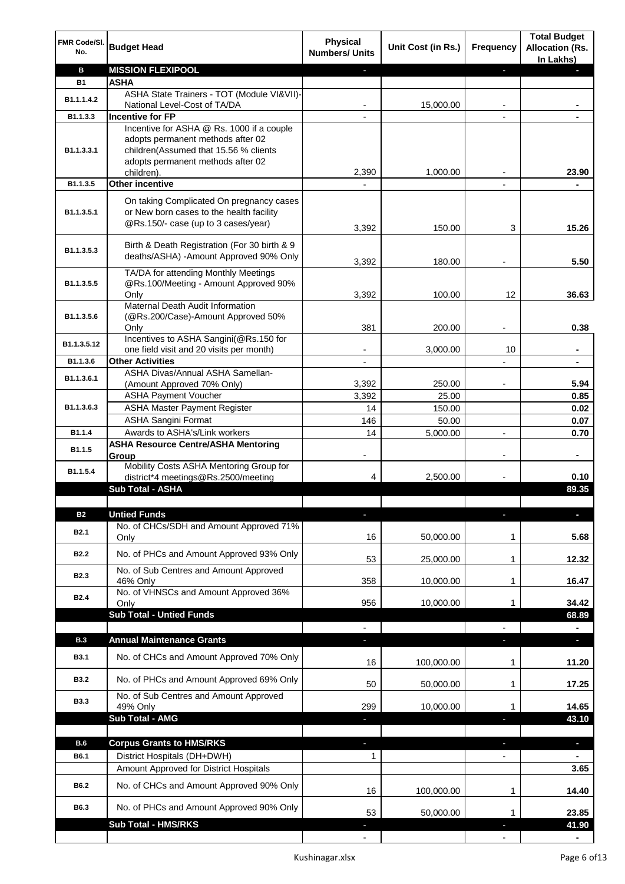| FMR Code/Sl. No. | Budget Head | Physical Numbers/ Units | Unit Cost (in Rs.) | Frequency | Total Budget Allocation (Rs. In Lakhs) |
|---|---|---|---|---|---|
| **B** | **MISSION FLEXIPOOL** | - | | - | - |
| **B1** | **ASHA** | | | | |
| B1.1.1.4.2 | ASHA State Trainers - TOT (Module VI&VII)-National Level-Cost of TA/DA | - | 15,000.00 | - | - |
| B1.1.3.3 | **Incentive for FP** | - | | - | - |
| B1.1.3.3.1 | Incentive for ASHA @ Rs. 1000 if a couple adopts permanent methods after 02 children(Assumed that 15.56 % clients adopts permanent methods after 02 children). | 2,390 | 1,000.00 | - | 23.90 |
| B1.1.3.5 | **Other incentive** | - | | - | - |
| B1.1.3.5.1 | On taking Complicated On pregnancy cases or New born cases to the health facility @Rs.150/- case (up to 3 cases/year) | 3,392 | 150.00 | 3 | 15.26 |
| B1.1.3.5.3 | Birth & Death Registration (For 30 birth & 9 deaths/ASHA) -Amount Approved 90% Only | 3,392 | 180.00 | - | 5.50 |
| B1.1.3.5.5 | TA/DA for attending Monthly Meetings @Rs.100/Meeting - Amount Approved 90% Only | 3,392 | 100.00 | 12 | 36.63 |
| B1.1.3.5.6 | Maternal Death Audit Information (@Rs.200/Case)-Amount Approved 50% Only | 381 | 200.00 | - | 0.38 |
| B1.1.3.5.12 | Incentives to ASHA Sangini(@Rs.150 for one field visit and 20 visits per month) | - | 3,000.00 | 10 | - |
| B1.1.3.6 | **Other Activities** | - | | - | - |
| B1.1.3.6.1 | ASHA Divas/Annual ASHA Samellan-(Amount Approved 70% Only) | 3,392 | 250.00 | - | 5.94 |
| B1.1.3.6.3 | ASHA Payment Voucher | 3,392 | 25.00 | | 0.85 |
| | ASHA Master Payment Register | 14 | 150.00 | | 0.02 |
| | ASHA Sangini Format | 146 | 50.00 | | 0.07 |
| B1.1.4 | Awards to ASHA's/Link workers | 14 | 5,000.00 | - | 0.70 |
| B1.1.5 | **ASHA Resource Centre/ASHA Mentoring Group** | - | | - | - |
| B1.1.5.4 | Mobility Costs ASHA Mentoring Group for district*4 meetings@Rs.2500/meeting | 4 | 2,500.00 | - | 0.10 |
| | **Sub Total - ASHA** | | | | **89.35** |
| | | | | | |
| **B2** | **Untied Funds** | - | | - | - |
| B2.1 | No. of CHCs/SDH and Amount Approved 71% Only | 16 | 50,000.00 | 1 | 5.68 |
| B2.2 | No. of PHCs and Amount Approved 93% Only | 53 | 25,000.00 | 1 | 12.32 |
| B2.3 | No. of Sub Centres and Amount Approved 46% Only | 358 | 10,000.00 | 1 | 16.47 |
| B2.4 | No. of VHNSCs and Amount Approved 36% Only | 956 | 10,000.00 | 1 | 34.42 |
| | **Sub Total - Untied Funds** | | | | **68.89** |
| | | - | | - | - |
| **B.3** | **Annual Maintenance Grants** | - | | - | - |
| B3.1 | No. of CHCs and Amount Approved 70% Only | 16 | 100,000.00 | 1 | 11.20 |
| B3.2 | No. of PHCs and Amount Approved 69% Only | 50 | 50,000.00 | 1 | 17.25 |
| B3.3 | No. of Sub Centres and Amount Approved 49% Only | 299 | 10,000.00 | 1 | 14.65 |
| | **Sub Total - AMG** | - | | - | **43.10** |
| | | | | | |
| **B.6** | **Corpus Grants to HMS/RKS** | - | | - | - |
| B6.1 | District Hospitals (DH+DWH) | 1 | | - | - |
| | Amount Approved for District Hospitals | | | | 3.65 |
| B6.2 | No. of CHCs and Amount Approved 90% Only | 16 | 100,000.00 | 1 | 14.40 |
| B6.3 | No. of PHCs and Amount Approved 90% Only | 53 | 50,000.00 | 1 | 23.85 |
| | **Sub Total - HMS/RKS** | - | | - | **41.90** |
| | | - | | - | - |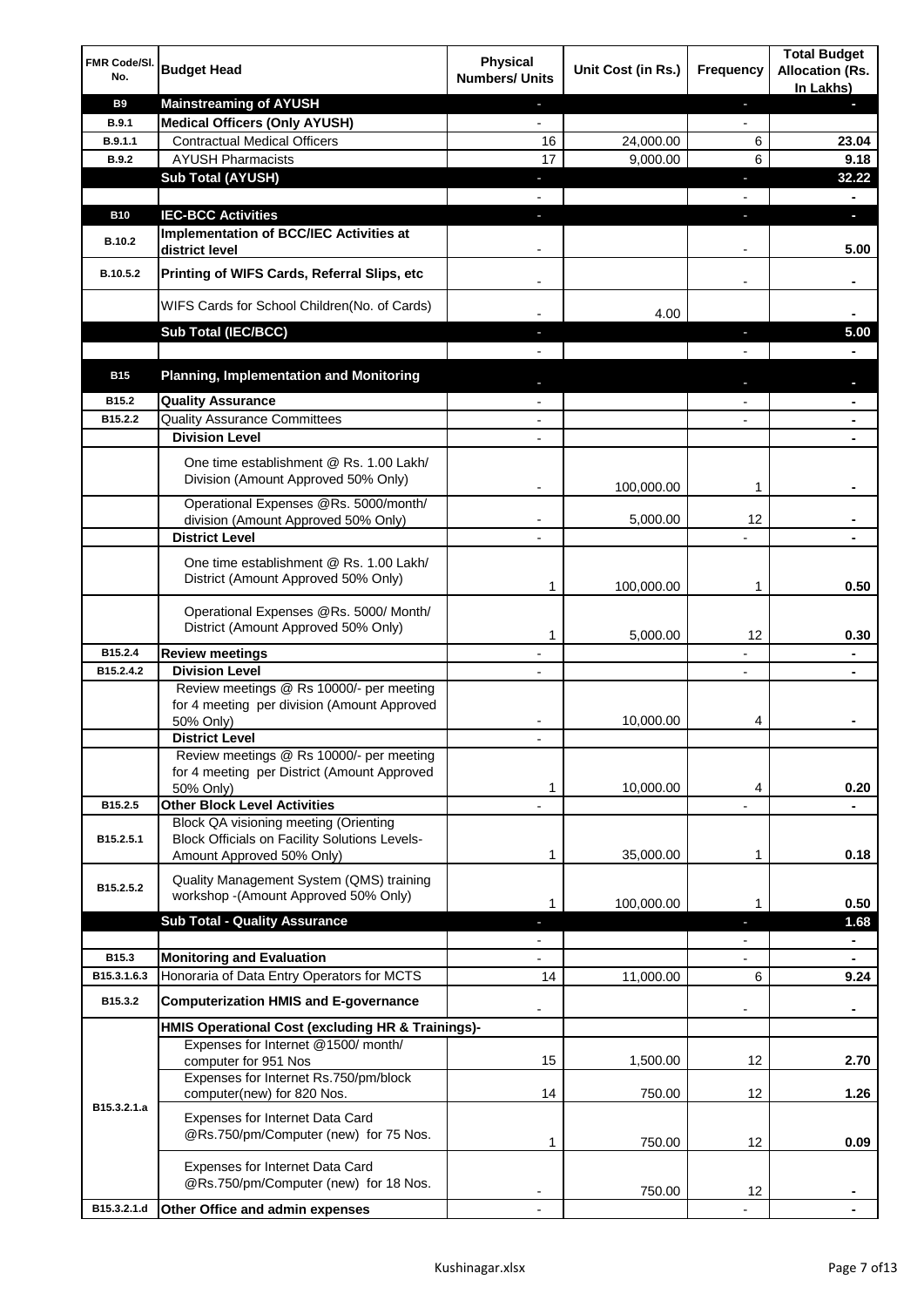| FMR Code/Sl. No. | Budget Head | Physical Numbers/ Units | Unit Cost (in Rs.) | Frequency | Total Budget Allocation (Rs. In Lakhs) |
|---|---|---|---|---|---|
| B9 | **Mainstreaming of AYUSH** | - | | - | - |
| B.9.1 | **Medical Officers (Only AYUSH)** | - | | - | |
| B.9.1.1 | Contractual Medical Officers | 16 | 24,000.00 | 6 | **23.04** |
| B.9.2 | AYUSH Pharmacists | 17 | 9,000.00 | 6 | **9.18** |
| | **Sub Total (AYUSH)** | - | | - | **32.22** |
| | | - | | - | - |
| B10 | **IEC-BCC Activities** | - | | - | - |
| B.10.2 | **Implementation of BCC/IEC Activities at district level** | - | | - | **5.00** |
| B.10.5.2 | **Printing of WIFS Cards, Referral Slips, etc** | - | | - | - |
| | WIFS Cards for School Children(No. of Cards) | - | 4.00 | | - |
| | **Sub Total (IEC/BCC)** | - | | - | **5.00** |
| | | - | | - | - |
| B15 | **Planning, Implementation and Monitoring** | - | | - | - |
| B15.2 | **Quality Assurance** | - | | - | - |
| B15.2.2 | Quality Assurance Committees | - | | - | - |
| | **Division Level** | - | | | - |
| | One time establishment @ Rs. 1.00 Lakh/ Division (Amount Approved 50% Only) | - | 100,000.00 | 1 | - |
| | Operational Expenses @Rs. 5000/month/ division (Amount Approved 50% Only) | - | 5,000.00 | 12 | - |
| | **District Level** | - | | - | - |
| | One time establishment @ Rs. 1.00 Lakh/ District (Amount Approved 50% Only) | 1 | 100,000.00 | 1 | **0.50** |
| | Operational Expenses @Rs. 5000/ Month/ District (Amount Approved 50% Only) | 1 | 5,000.00 | 12 | **0.30** |
| B15.2.4 | **Review meetings** | - | | - | - |
| B15.2.4.2 | **Division Level** | - | | - | - |
| | Review meetings @ Rs 10000/- per meeting for 4 meeting per division (Amount Approved 50% Only) | - | 10,000.00 | 4 | - |
| | **District Level** | - | | | |
| | Review meetings @ Rs 10000/- per meeting for 4 meeting per District (Amount Approved 50% Only) | 1 | 10,000.00 | 4 | **0.20** |
| B15.2.5 | **Other Block Level Activities** | - | | - | - |
| B15.2.5.1 | Block QA visioning meeting (Orienting Block Officials on Facility Solutions Levels- Amount Approved 50% Only) | 1 | 35,000.00 | 1 | **0.18** |
| B15.2.5.2 | Quality Management System (QMS) training workshop -(Amount Approved 50% Only) | 1 | 100,000.00 | 1 | **0.50** |
| | **Sub Total - Quality Assurance** | - | | - | **1.68** |
| | | - | | - | - |
| B15.3 | **Monitoring and Evaluation** | - | | - | - |
| B15.3.1.6.3 | Honoraria of Data Entry Operators for MCTS | 14 | 11,000.00 | 6 | **9.24** |
| B15.3.2 | **Computerization HMIS and E-governance** | - | | - | - |
| | **HMIS Operational Cost (excluding HR & Trainings)-** | | | | |
| B15.3.2.1.a | Expenses for Internet @1500/ month/ computer for 951 Nos | 15 | 1,500.00 | 12 | **2.70** |
| | Expenses for Internet Rs.750/pm/block computer(new) for 820 Nos. | 14 | 750.00 | 12 | **1.26** |
| | Expenses for Internet Data Card @Rs.750/pm/Computer (new) for 75 Nos. | 1 | 750.00 | 12 | **0.09** |
| | Expenses for Internet Data Card @Rs.750/pm/Computer (new) for 18 Nos. | - | 750.00 | 12 | - |
| B15.3.2.1.d | **Other Office and admin expenses** | - | | - | - |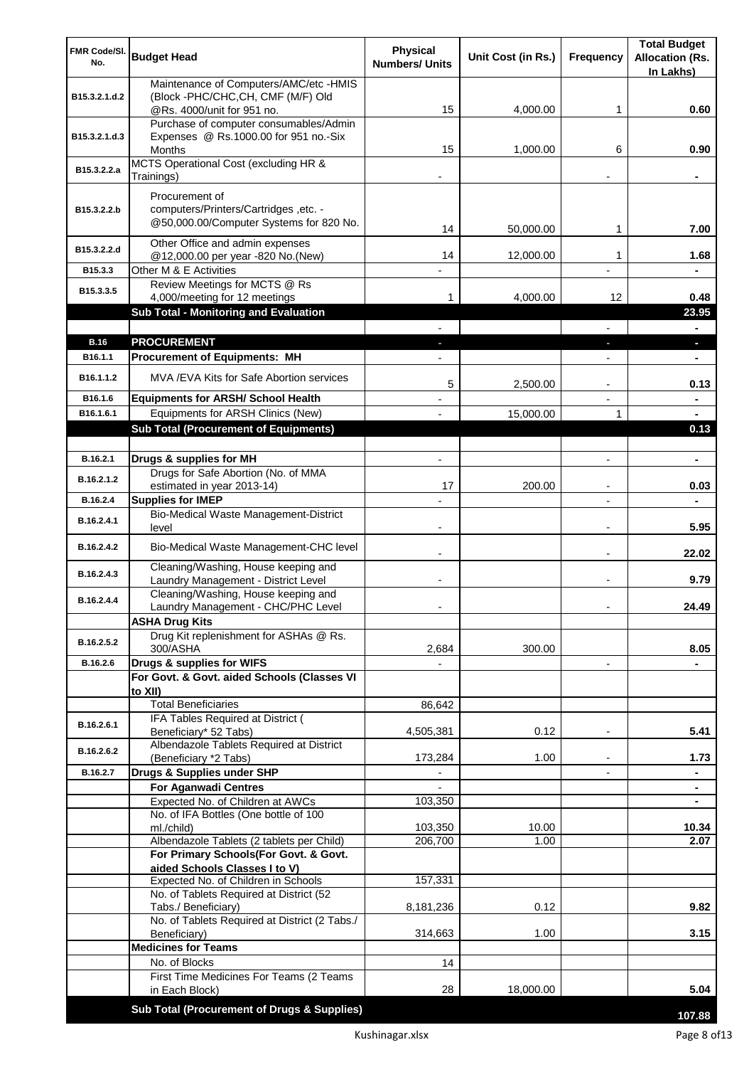| FMR Code/Sl. No. | Budget Head | Physical Numbers/ Units | Unit Cost (in Rs.) | Frequency | Total Budget Allocation (Rs. In Lakhs) |
|---|---|---|---|---|---|
| B15.3.2.1.d.2 | Maintenance of Computers/AMC/etc -HMIS (Block -PHC/CHC,CH, CMF (M/F) Old @Rs. 4000/unit for 951 no. | 15 | 4,000.00 | 1 | **0.60** |
| B15.3.2.1.d.3 | Purchase of computer consumables/Admin Expenses @ Rs.1000.00 for 951 no.-Six Months | 15 | 1,000.00 | 6 | **0.90** |
| B15.3.2.2.a | MCTS Operational Cost (excluding HR & Trainings) | - | | - | **-** |
| B15.3.2.2.b | Procurement of computers/Printers/Cartridges ,etc. - @50,000.00/Computer Systems for 820 No. | 14 | 50,000.00 | 1 | **7.00** |
| B15.3.2.2.d | Other Office and admin expenses @12,000.00 per year -820 No.(New) | 14 | 12,000.00 | 1 | **1.68** |
| B15.3.3 | Other M & E Activities | - | | - | **-** |
| B15.3.3.5 | Review Meetings for MCTS @ Rs 4,000/meeting for 12 meetings | 1 | 4,000.00 | 12 | **0.48** |
| | **Sub Total - Monitoring and Evaluation** | | | | **23.95** |
| | | - | | - | **-** |
| **B.16** | **PROCUREMENT** | - | | - | **-** |
| B16.1.1 | **Procurement of Equipments: MH** | - | | - | **-** |
| B16.1.1.2 | MVA /EVA Kits for Safe Abortion services | 5 | 2,500.00 | - | **0.13** |
| B16.1.6 | **Equipments for ARSH/ School Health** | - | | - | **-** |
| B16.1.6.1 | Equipments for ARSH Clinics (New) | - | 15,000.00 | 1 | **-** |
| | **Sub Total (Procurement of Equipments)** | | | | **0.13** |
| | | | | | |
| B.16.2.1 | **Drugs & supplies for MH** | - | | - | **-** |
| B.16.2.1.2 | Drugs for Safe Abortion (No. of MMA estimated in year 2013-14) | 17 | 200.00 | - | **0.03** |
| B.16.2.4 | **Supplies for IMEP** | - | | - | **-** |
| B.16.2.4.1 | Bio-Medical Waste Management-District level | - | | - | **5.95** |
| B.16.2.4.2 | Bio-Medical Waste Management-CHC level | - | | - | **22.02** |
| B.16.2.4.3 | Cleaning/Washing, House keeping and Laundry Management - District Level | - | | - | **9.79** |
| B.16.2.4.4 | Cleaning/Washing, House keeping and Laundry Management - CHC/PHC Level | - | | - | **24.49** |
| | **ASHA Drug Kits** | | | | |
| B.16.2.5.2 | Drug Kit replenishment for ASHAs @ Rs. 300/ASHA | 2,684 | 300.00 | | **8.05** |
| B.16.2.6 | **Drugs & supplies for WIFS** | - | | - | **-** |
| | **For Govt. & Govt. aided Schools (Classes VI to XII)** | | | | |
| | Total Beneficiaries | 86,642 | | | |
| B.16.2.6.1 | IFA Tables Required at District ( Beneficiary* 52 Tabs) | 4,505,381 | 0.12 | - | **5.41** |
| B.16.2.6.2 | Albendazole Tablets Required at District (Beneficiary *2 Tabs) | 173,284 | 1.00 | - | **1.73** |
| B.16.2.7 | **Drugs & Supplies under SHP** | - | | - | **-** |
| | **For Aganwadi Centres** | - | | | **-** |
| | Expected No. of Children at AWCs | 103,350 | | | **-** |
| | No. of IFA Bottles (One bottle of 100 ml./child) | 103,350 | 10.00 | | **10.34** |
| | Albendazole Tablets (2 tablets per Child) | 206,700 | 1.00 | | **2.07** |
| | **For Primary Schools(For Govt. & Govt. aided Schools Classes I to V)** | | | | |
| | Expected No. of Children in Schools | 157,331 | | | |
| | No. of Tablets Required at District (52 Tabs./ Beneficiary) | 8,181,236 | 0.12 | | **9.82** |
| | No. of Tablets Required at District (2 Tabs./ Beneficiary) | 314,663 | 1.00 | | **3.15** |
| | **Medicines for Teams** | | | | |
| | No. of Blocks | 14 | | | |
| | First Time Medicines For Teams (2 Teams in Each Block) | 28 | 18,000.00 | | **5.04** |
| | **Sub Total (Procurement of Drugs & Supplies)** | | | | **107.88** |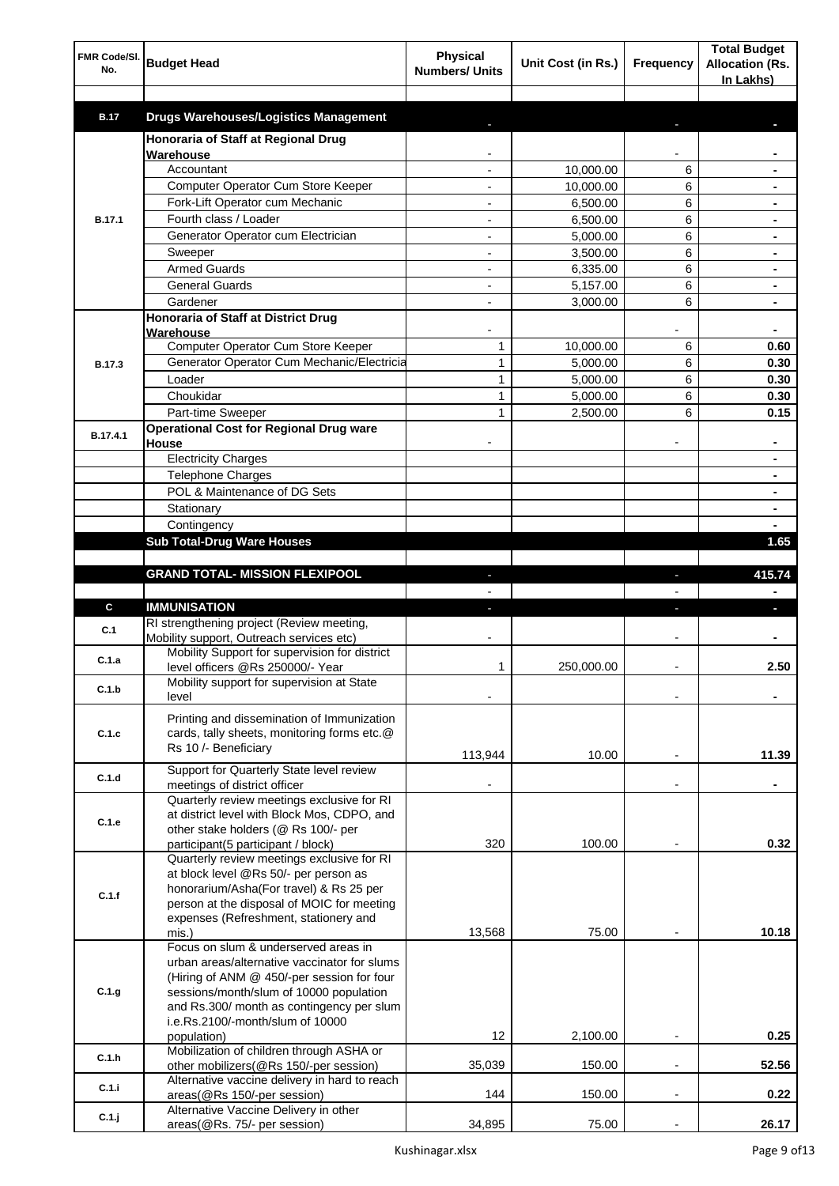| FMR Code/Sl. No. | Budget Head | Physical Numbers/ Units | Unit Cost (in Rs.) | Frequency | Total Budget Allocation (Rs. In Lakhs) |
|---|---|---|---|---|---|
| | | | | | |
| B.17 | **Drugs Warehouses/Logistics Management** | - | | - | - |
| B.17.1 | **Honoraria of Staff at Regional Drug Warehouse** | - | | - | - |
| | Accountant | - | 10,000.00 | 6 | - |
| | Computer Operator Cum Store Keeper | - | 10,000.00 | 6 | - |
| | Fork-Lift Operator cum Mechanic | - | 6,500.00 | 6 | - |
| | Fourth class / Loader | - | 6,500.00 | 6 | - |
| | Generator Operator cum Electrician | - | 5,000.00 | 6 | - |
| | Sweeper | - | 3,500.00 | 6 | - |
| | Armed Guards | - | 6,335.00 | 6 | - |
| | General Guards | - | 5,157.00 | 6 | - |
| | Gardener | - | 3,000.00 | 6 | - |
| B.17.3 | **Honoraria of Staff at District Drug Warehouse** | - | | - | - |
| | Computer Operator Cum Store Keeper | 1 | 10,000.00 | 6 | 0.60 |
| | Generator Operator Cum Mechanic/Electricia | 1 | 5,000.00 | 6 | 0.30 |
| | Loader | 1 | 5,000.00 | 6 | 0.30 |
| | Choukidar | 1 | 5,000.00 | 6 | 0.30 |
| | Part-time Sweeper | 1 | 2,500.00 | 6 | 0.15 |
| B.17.4.1 | **Operational Cost for Regional Drug ware House** | - | | - | - |
| | Electricity Charges | | | | - |
| | Telephone Charges | | | | - |
| | POL & Maintenance of DG Sets | | | | - |
| | Stationary | | | | - |
| | Contingency | | | | - |
| | **Sub Total-Drug Ware Houses** | | | | **1.65** |
| | | | | | |
| | **GRAND TOTAL- MISSION FLEXIPOOL** | - | | - | **415.74** |
| | | - | | - | - |
| C | **IMMUNISATION** | - | | - | - |
| C.1 | RI strengthening project (Review meeting, Mobility support, Outreach services etc) | - | | - | - |
| C.1.a | Mobility Support for supervision for district level officers @Rs 250000/- Year | 1 | 250,000.00 | - | 2.50 |
| C.1.b | Mobility support for supervision at State level | - | | - | - |
| C.1.c | Printing and dissemination of Immunization cards, tally sheets, monitoring forms etc.@ Rs 10 /- Beneficiary | 113,944 | 10.00 | - | 11.39 |
| C.1.d | Support for Quarterly State level review meetings of district officer | - | | - | - |
| C.1.e | Quarterly review meetings exclusive for RI at district level with Block Mos, CDPO, and other stake holders (@ Rs 100/- per participant(5 participant / block) | 320 | 100.00 | - | 0.32 |
| C.1.f | Quarterly review meetings exclusive for RI at block level @Rs 50/- per person as honorarium/Asha(For travel) & Rs 25 per person at the disposal of MOIC for meeting expenses (Refreshment, stationery and mis.) | 13,568 | 75.00 | - | 10.18 |
| C.1.g | Focus on slum & underserved areas in urban areas/alternative vaccinator for slums (Hiring of ANM @ 450/-per session for four sessions/month/slum of 10000 population and Rs.300/ month as contingency per slum i.e.Rs.2100/-month/slum of 10000 population) | 12 | 2,100.00 | - | 0.25 |
| C.1.h | Mobilization of children through ASHA or other mobilizers(@Rs 150/-per session) | 35,039 | 150.00 | - | 52.56 |
| C.1.i | Alternative vaccine delivery in hard to reach areas(@Rs 150/-per session) | 144 | 150.00 | - | 0.22 |
| C.1.j | Alternative Vaccine Delivery in other areas(@Rs. 75/- per session) | 34,895 | 75.00 | - | 26.17 |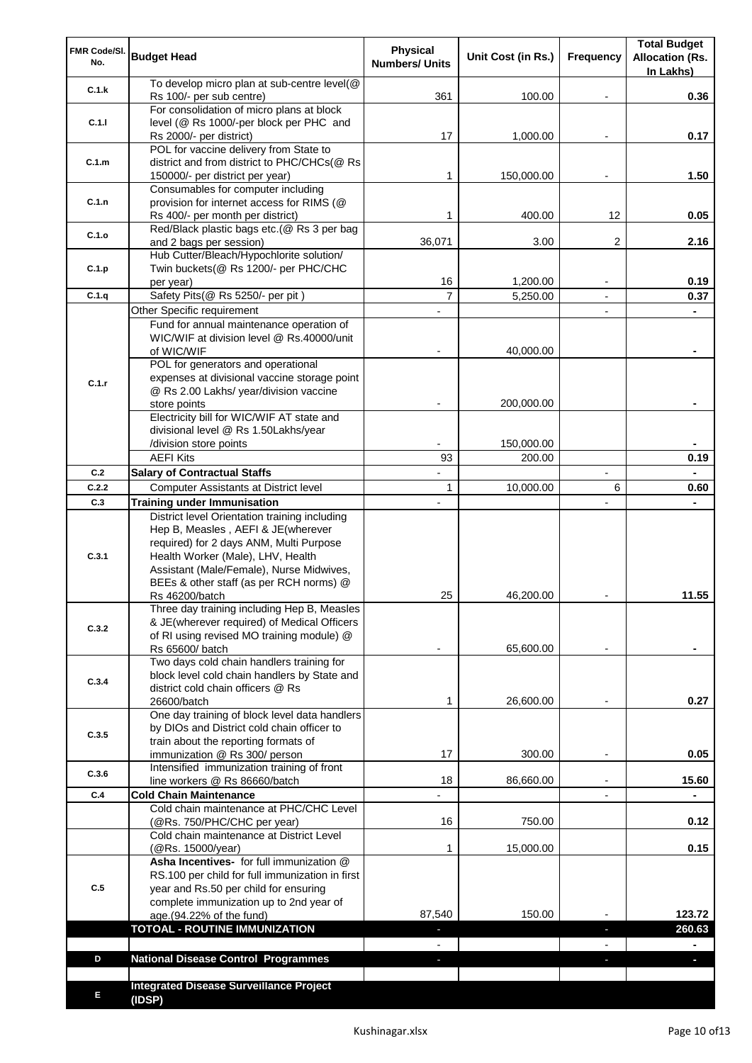| FMR Code/Sl. No. | Budget Head | Physical Numbers/ Units | Unit Cost (in Rs.) | Frequency | Total Budget Allocation (Rs. In Lakhs) |
|---|---|---|---|---|---|
| C.1.k | To develop micro plan at sub-centre level(@ Rs 100/- per sub centre) | 361 | 100.00 | - | 0.36 |
| C.1.l | For consolidation of micro plans at block level (@ Rs 1000/-per block per PHC and Rs 2000/- per district) | 17 | 1,000.00 | - | 0.17 |
| C.1.m | POL for vaccine delivery from State to district and from district to PHC/CHCs(@ Rs 150000/- per district per year) | 1 | 150,000.00 | - | 1.50 |
| C.1.n | Consumables for computer including provision for internet access for RIMS (@ Rs 400/- per month per district) | 1 | 400.00 | 12 | 0.05 |
| C.1.o | Red/Black plastic bags etc.(@ Rs 3 per bag and 2 bags per session) | 36,071 | 3.00 | 2 | 2.16 |
| C.1.p | Hub Cutter/Bleach/Hypochlorite solution/ Twin buckets(@ Rs 1200/- per PHC/CHC per year) | 16 | 1,200.00 | - | 0.19 |
| C.1.q | Safety Pits(@ Rs 5250/- per pit ) | 7 | 5,250.00 | - | 0.37 |
| C.1.r | Other Specific requirement | - | | - | - |
| | Fund for annual maintenance operation of WIC/WIF at division level @ Rs.40000/unit of WIC/WIF | - | 40,000.00 | | - |
| | POL for generators and operational expenses at divisional vaccine storage point @ Rs 2.00 Lakhs/ year/division vaccine store points | - | 200,000.00 | | - |
| | Electricity bill for WIC/WIF AT state and divisional level @ Rs 1.50Lakhs/year /division store points | - | 150,000.00 | | - |
| | AEFI Kits | 93 | 200.00 | | 0.19 |
| C.2 | **Salary of Contractual Staffs** | - | | - | - |
| C.2.2 | Computer Assistants at District level | 1 | 10,000.00 | 6 | 0.60 |
| C.3 | **Training under Immunisation** | - | | - | - |
| C.3.1 | District level Orientation training including Hep B, Measles , AEFI & JE(wherever required) for 2 days ANM, Multi Purpose Health Worker (Male), LHV, Health Assistant (Male/Female), Nurse Midwives, BEEs & other staff (as per RCH norms) @ Rs 46200/batch | 25 | 46,200.00 | - | 11.55 |
| C.3.2 | Three day training including Hep B, Measles & JE(wherever required) of Medical Officers of RI using revised MO training module) @ Rs 65600/ batch | - | 65,600.00 | - | - |
| C.3.4 | Two days cold chain handlers training for block level cold chain handlers by State and district cold chain officers @ Rs 26600/batch | 1 | 26,600.00 | - | 0.27 |
| C.3.5 | One day training of block level data handlers by DIOs and District cold chain officer to train about the reporting formats of immunization @ Rs 300/ person | 17 | 300.00 | - | 0.05 |
| C.3.6 | Intensified immunization training of front line workers @ Rs 86660/batch | 18 | 86,660.00 | - | 15.60 |
| C.4 | **Cold Chain Maintenance** | - | | - | - |
| | Cold chain maintenance at PHC/CHC Level (@Rs. 750/PHC/CHC per year) | 16 | 750.00 | | 0.12 |
| | Cold chain maintenance at District Level (@Rs. 15000/year) | 1 | 15,000.00 | | 0.15 |
| C.5 | **Asha Incentives-** for full immunization @ RS.100 per child for full immunization in first year and Rs.50 per child for ensuring complete immunization up to 2nd year of age.(94.22% of the fund) | 87,540 | 150.00 | - | 123.72 |
| | **TOTOAL - ROUTINE IMMUNIZATION** | - | | - | **260.63** |
| | | - | | - | - |
| D | **National Disease Control Programmes** | - | | - | - |
| | | | | | |
| E | **Integrated Disease Surveillance Project (IDSP)** | | | | |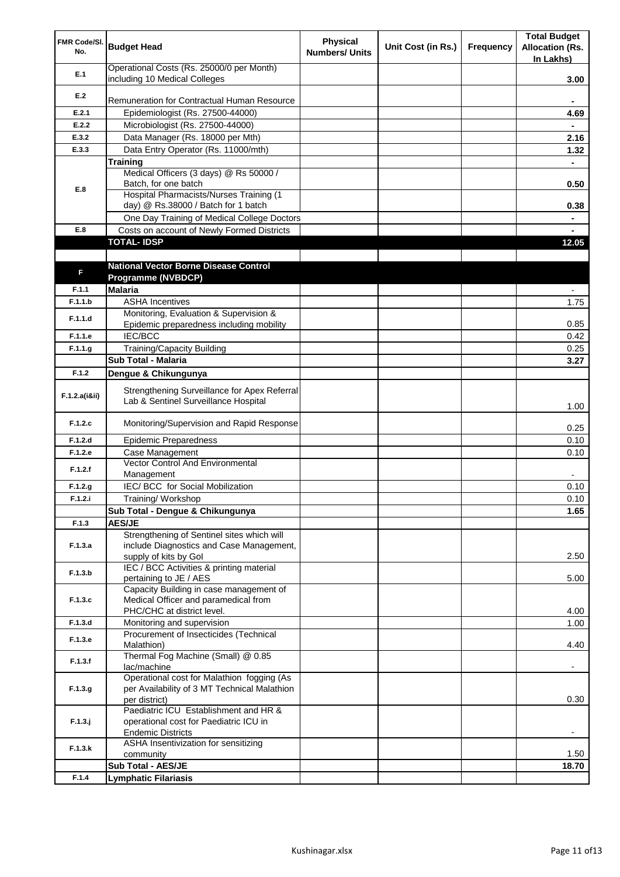| FMR Code/Sl. No. | Budget Head | Physical Numbers/ Units | Unit Cost (in Rs.) | Frequency | Total Budget Allocation (Rs. In Lakhs) |
|---|---|---|---|---|---|
| E.1 | Operational Costs (Rs. 25000/0 per Month) including 10 Medical Colleges | | | | 3.00 |
| E.2 | Remuneration for Contractual Human Resource | | | | - |
| E.2.1 | Epidemiologist (Rs. 27500-44000) | | | | 4.69 |
| E.2.2 | Microbiologist (Rs. 27500-44000) | | | | - |
| E.3.2 | Data Manager (Rs. 18000 per Mth) | | | | 2.16 |
| E.3.3 | Data Entry Operator (Rs. 11000/mth) | | | | 1.32 |
| E.8 | **Training** | | | | - |
| | Medical Officers (3 days) @ Rs 50000 / Batch, for one batch | | | | 0.50 |
| | Hospital Pharmacists/Nurses Training (1 day) @ Rs.38000 / Batch for 1 batch | | | | 0.38 |
| | One Day Training of Medical College Doctors | | | | - |
| E.8 | Costs on account of Newly Formed Districts | | | | - |
| | **TOTAL- IDSP** | | | | **12.05** |
| | | | | | |
| F | **National Vector Borne Disease Control Programme (NVBDCP)** | | | | |
| F.1.1 | **Malaria** | | | | - |
| F.1.1.b | ASHA Incentives | | | | 1.75 |
| F.1.1.d | Monitoring, Evaluation & Supervision & Epidemic preparedness including mobility | | | | 0.85 |
| F.1.1.e | IEC/BCC | | | | 0.42 |
| F.1.1.g | Training/Capacity Building | | | | 0.25 |
| | **Sub Total - Malaria** | | | | **3.27** |
| F.1.2 | **Dengue & Chikungunya** | | | | |
| F.1.2.a(i&ii) | Strengthening Surveillance for Apex Referral Lab & Sentinel Surveillance Hospital | | | | 1.00 |
| F.1.2.c | Monitoring/Supervision and Rapid Response | | | | 0.25 |
| F.1.2.d | Epidemic Preparedness | | | | 0.10 |
| F.1.2.e | Case Management | | | | 0.10 |
| F.1.2.f | Vector Control And Environmental Management | | | | - |
| F.1.2.g | IEC/ BCC for Social Mobilization | | | | 0.10 |
| F.1.2.i | Training/ Workshop | | | | 0.10 |
| | **Sub Total - Dengue & Chikungunya** | | | | **1.65** |
| F.1.3 | **AES/JE** | | | | |
| F.1.3.a | Strengthening of Sentinel sites which will include Diagnostics and Case Management, supply of kits by GoI | | | | 2.50 |
| F.1.3.b | IEC / BCC Activities & printing material pertaining to JE / AES | | | | 5.00 |
| F.1.3.c | Capacity Building in case management of Medical Officer and paramedical from PHC/CHC at district level. | | | | 4.00 |
| F.1.3.d | Monitoring and supervision | | | | 1.00 |
| F.1.3.e | Procurement of Insecticides (Technical Malathion) | | | | 4.40 |
| F.1.3.f | Thermal Fog Machine (Small) @ 0.85 lac/machine | | | | - |
| F.1.3.g | Operational cost for Malathion fogging (As per Availability of 3 MT Technical Malathion per district) | | | | 0.30 |
| F.1.3.j | Paediatric ICU Establishment and HR & operational cost for Paediatric ICU in Endemic Districts | | | | - |
| F.1.3.k | ASHA Insentivization for sensitizing community | | | | 1.50 |
| | **Sub Total - AES/JE** | | | | **18.70** |
| F.1.4 | **Lymphatic Filariasis** | | | | |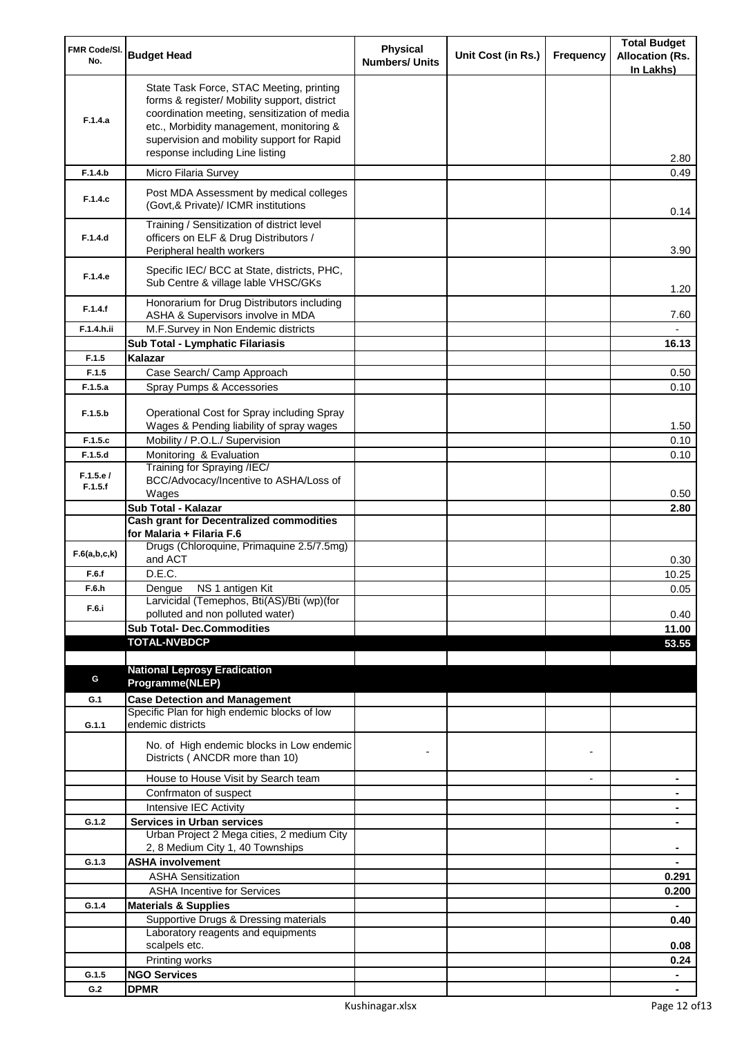| FMR Code/Sl. No. | Budget Head | Physical Numbers/ Units | Unit Cost (in Rs.) | Frequency | Total Budget Allocation (Rs. In Lakhs) |
|---|---|---|---|---|---|
| F.1.4.a | State Task Force, STAC Meeting, printing forms & register/ Mobility support, district coordination meeting, sensitization of media etc., Morbidity management, monitoring & supervision and mobility support for Rapid response including Line listing | | | | 2.80 |
| F.1.4.b | Micro Filaria Survey | | | | 0.49 |
| F.1.4.c | Post MDA Assessment by medical colleges (Govt,& Private)/ ICMR institutions | | | | 0.14 |
| F.1.4.d | Training / Sensitization of district level officers on ELF & Drug Distributors / Peripheral health workers | | | | 3.90 |
| F.1.4.e | Specific IEC/ BCC at State, districts, PHC, Sub Centre & village lable VHSC/GKs | | | | 1.20 |
| F.1.4.f | Honorarium for Drug Distributors including ASHA & Supervisors involve in MDA | | | | 7.60 |
| F.1.4.h.ii | M.F.Survey in Non Endemic districts | | | | - |
| | **Sub Total - Lymphatic Filariasis** | | | | **16.13** |
| F.1.5 | **Kalazar** | | | | |
| F.1.5 | Case Search/ Camp Approach | | | | 0.50 |
| F.1.5.a | Spray Pumps & Accessories | | | | 0.10 |
| F.1.5.b | Operational Cost for Spray including Spray Wages & Pending liability of spray wages | | | | 1.50 |
| F.1.5.c | Mobility / P.O.L./ Supervision | | | | 0.10 |
| F.1.5.d | Monitoring & Evaluation | | | | 0.10 |
| F.1.5.e / F.1.5.f | Training for Spraying /IEC/ BCC/Advocacy/Incentive to ASHA/Loss of Wages | | | | 0.50 |
| | **Sub Total - Kalazar** | | | | **2.80** |
| | **Cash grant for Decentralized commodities for Malaria + Filaria F.6** | | | | |
| F.6(a,b,c,k) | Drugs (Chloroquine, Primaquine 2.5/7.5mg) and ACT | | | | 0.30 |
| F.6.f | D.E.C. | | | | 10.25 |
| F.6.h | Dengue NS 1 antigen Kit | | | | 0.05 |
| F.6.i | Larvicidal (Temephos, Bti(AS)/Bti (wp)(for polluted and non polluted water) | | | | 0.40 |
| | **Sub Total- Dec.Commodities** | | | | **11.00** |
| | **TOTAL-NVBDCP** | | | | **53.55** |
| | | | | | |
| G | **National Leprosy Eradication Programme(NLEP)** | | | | |
| G.1 | **Case Detection and Management** | | | | |
| G.1.1 | Specific Plan for high endemic blocks of low endemic districts | | | | |
| | No. of High endemic blocks in Low endemic Districts ( ANCDR more than 10) | - | | - | |
| | House to House Visit by Search team | | | - | - |
| | Confrmaton of suspect | | | | - |
| | Intensive IEC Activity | | | | - |
| G.1.2 | **Services in Urban services** | | | | - |
| | Urban Project 2 Mega cities, 2 medium City 2, 8 Medium City 1, 40 Townships | | | | - |
| G.1.3 | **ASHA involvement** | | | | - |
| | ASHA Sensitization | | | | **0.291** |
| | ASHA Incentive for Services | | | | **0.200** |
| G.1.4 | **Materials & Supplies** | | | | - |
| | Supportive Drugs & Dressing materials | | | | **0.40** |
| | Laboratory reagents and equipments scalpels etc. | | | | **0.08** |
| | Printing works | | | | **0.24** |
| G.1.5 | **NGO Services** | | | | - |
| G.2 | **DPMR** | | | | - |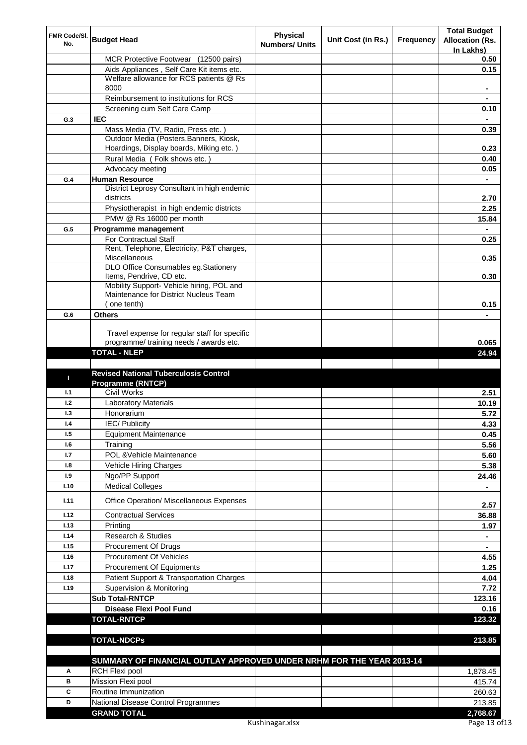| FMR Code/Sl. No. | Budget Head | Physical Numbers/ Units | Unit Cost (in Rs.) | Frequency | Total Budget Allocation (Rs. In Lakhs) |
|---|---|---|---|---|---|
| | MCR Protective Footwear (12500 pairs) | | | | 0.50 |
| | Aids Appliances , Self Care Kit items etc. | | | | 0.15 |
| | Welfare allowance for RCS patients @ Rs 8000 | | | | - |
| | Reimbursement to institutions for RCS | | | | - |
| | Screening cum Self Care Camp | | | | 0.10 |
| G.3 | **IEC** | | | | - |
| | Mass Media (TV, Radio, Press etc. ) | | | | 0.39 |
| | Outdoor Media (Posters,Banners, Kiosk, Hoardings, Display boards, Miking etc. ) | | | | 0.23 |
| | Rural Media ( Folk shows etc. ) | | | | 0.40 |
| | Advocacy meeting | | | | 0.05 |
| G.4 | **Human Resource** | | | | - |
| | District Leprosy Consultant in high endemic districts | | | | 2.70 |
| | Physiotherapist in high endemic districts | | | | 2.25 |
| | PMW @ Rs 16000 per month | | | | 15.84 |
| G.5 | **Programme management** | | | | - |
| | For Contractual Staff | | | | 0.25 |
| | Rent, Telephone, Electricity, P&T charges, Miscellaneous | | | | 0.35 |
| | DLO Office Consumables eg.Stationery Items, Pendrive, CD etc. | | | | 0.30 |
| | Mobility Support- Vehicle hiring, POL and Maintenance for District Nucleus Team ( one tenth) | | | | 0.15 |
| G.6 | **Others** | | | | - |
| | Travel expense for regular staff for specific programme/ training needs / awards etc. | | | | 0.065 |
| | **TOTAL - NLEP** | | | | **24.94** |
| | | | | | |
| I | **Revised National Tuberculosis Control Programme (RNTCP)** | | | | |
| I.1 | Civil Works | | | | 2.51 |
| I.2 | Laboratory Materials | | | | 10.19 |
| I.3 | Honorarium | | | | 5.72 |
| I.4 | IEC/ Publicity | | | | 4.33 |
| I.5 | Equipment Maintenance | | | | 0.45 |
| I.6 | Training | | | | 5.56 |
| I.7 | POL &Vehicle Maintenance | | | | 5.60 |
| I.8 | Vehicle Hiring Charges | | | | 5.38 |
| I.9 | Ngo/PP Support | | | | 24.46 |
| I.10 | Medical Colleges | | | | - |
| I.11 | Office Operation/ Miscellaneous Expenses | | | | 2.57 |
| I.12 | Contractual Services | | | | 36.88 |
| I.13 | Printing | | | | 1.97 |
| I.14 | Research & Studies | | | | - |
| I.15 | Procurement Of Drugs | | | | - |
| I.16 | Procurement Of Vehicles | | | | 4.55 |
| I.17 | Procurement Of Equipments | | | | 1.25 |
| I.18 | Patient Support & Transportation Charges | | | | 4.04 |
| I.19 | Supervision & Monitoring | | | | 7.72 |
| | **Sub Total-RNTCP** | | | | **123.16** |
| | **Disease Flexi Pool Fund** | | | | **0.16** |
| | **TOTAL-RNTCP** | | | | **123.32** |
| | | | | | |
| | **TOTAL-NDCPs** | | | | **213.85** |
| | | | | | |
| | **SUMMARY OF FINANCIAL OUTLAY APPROVED UNDER NRHM FOR THE YEAR 2013-14** | | | | |
| A | RCH Flexi pool | | | | 1,878.45 |
| B | Mission Flexi pool | | | | 415.74 |
| C | Routine Immunization | | | | 260.63 |
| D | National Disease Control Programmes | | | | 213.85 |
| | **GRAND TOTAL** | | | | **2,768.67** |